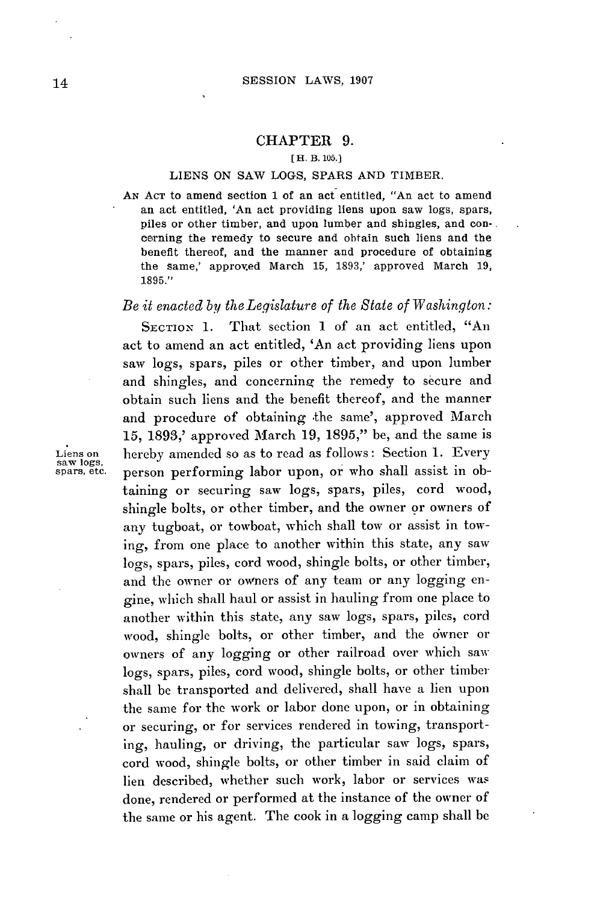# CHAPTER 9.

[H. B. 105.]

## LIENS ON SAW LOGS, SPARS AND TIMBER.

AN ACT to amend section 1 of an act entitled, "An act to amend an act entitled, 'An act providing liens upon saw logs, spars, piles or other timber, and upon lumber and shingles, and concerning the remedy to secure and obtain such liens and the benefit thereof, and the manner and procedure of obtaining the same,' approved March 15, 1893,' approved March 19, 1895."

*Be it enacted by the Legislature of the State of Washington:*

SECTION 1. That section 1 of an act entitled, "An act to amend an act entitled, 'An act providing liens upon saw logs, spars, piles or other timber, and upon lumber and shingles, and concerning the remedy to secure and obtain such liens and the benefit thereof, and the manner and procedure of obtaining the same', approved March 15, 1893,' approved March 19, 1895," be, and the same is hereby amended so as to read as follows: Section 1. Every person performing labor upon, or who shall assist in obtaining or securing saw logs, spars, piles, cord wood, shingle bolts, or other timber, and the owner or owners of any tugboat, or towboat, which shall tow or assist in towing, from one place to another within this state, any saw logs, spars, piles, cord wood, shingle bolts, or other timber, and the owner or owners of any team or any logging engine, which shall haul or assist in hauling from one place to another within this state, any saw logs, spars, piles, cord wood, shingle bolts, or other timber, and the owner or owners of any logging or other railroad over which saw logs, spars, piles, cord wood, shingle bolts, or other timber shall be transported and delivered, shall have a lien upon the same for the work or labor done upon, or in obtaining or securing, or for services rendered in towing, transporting, hauling, or driving, the particular saw logs, spars, cord wood, shingle bolts, or other timber in said claim of lien described, whether such work, labor or services was done, rendered or performed at the instance of the owner of the same or his agent. The cook in a logging camp shall be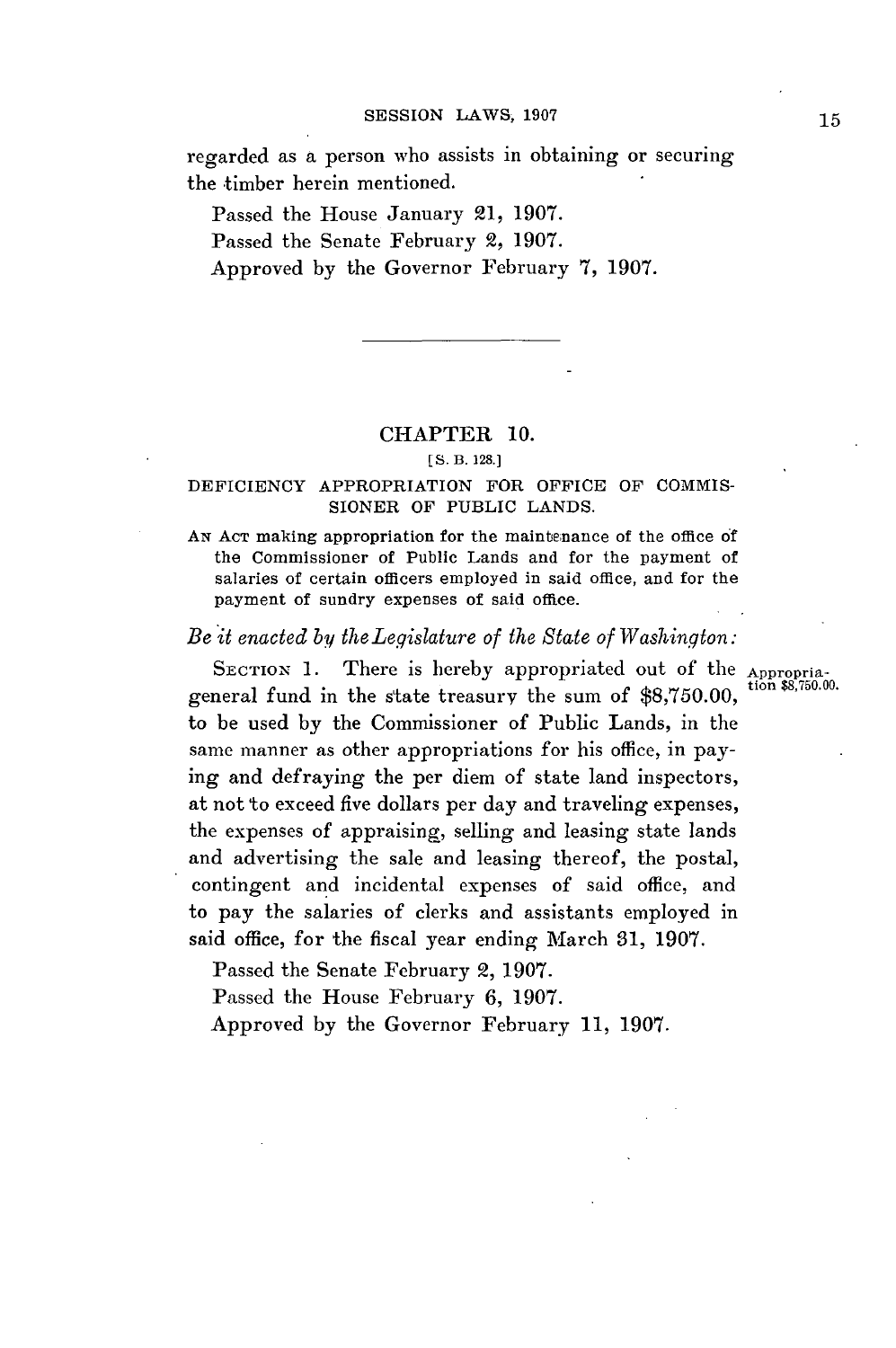regarded as a person who assists in obtaining or securing the timber herein mentioned.

Passed the House January 21, 1907.

Passed the Senate February 2, 1907.

Approved by the Governor February 7, 1907.

## CHAPTER 10.

[S. B. 128.]

### DEFICIENCY APPROPRIATION FOR OFFICE OF COMMISSIONER OF PUBLIC LANDS.

AN ACT making appropriation for the maintenance of the office of the Commissioner of Public Lands and for the payment of salaries of certain officers employed in said office, and for the payment of sundry expenses of said office.

*Be it enacted by the Legislature of the State of Washington:*

Appropriation $8,750.00.

SECTION 1. There is hereby appropriated out of the general fund in the state treasury the sum of $8,750.00, to be used by the Commissioner of Public Lands, in the same manner as other appropriations for his office, in paying and defraying the per diem of state land inspectors, at not to exceed five dollars per day and traveling expenses, the expenses of appraising, selling and leasing state lands and advertising the sale and leasing thereof, the postal, contingent and incidental expenses of said office, and to pay the salaries of clerks and assistants employed in said office, for the fiscal year ending March 31, 1907.

Passed the Senate February 2, 1907.

Passed the House February 6, 1907.

Approved by the Governor February 11, 1907.